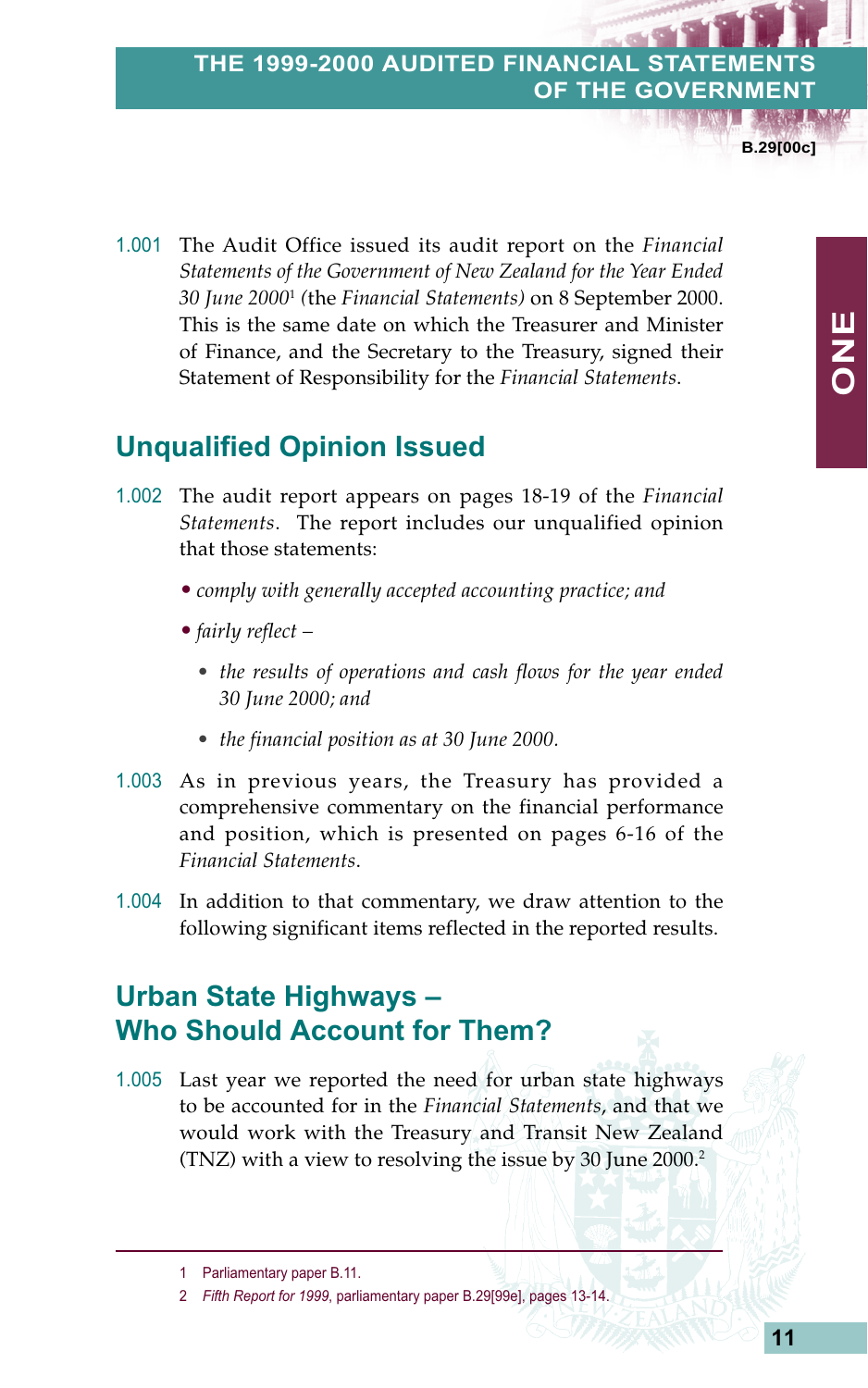1.001 The Audit Office issued its audit report on the *Financial Statements of the Government of New Zealand for the Year Ended 30 June 2000*[1] (the *Financial Statements)* on 8 September 2000. This is the same date on which the Treasurer and Minister of Finance, and the Secretary to the Treasury, signed their Statement of Responsibility for the *Financial Statements*.

## Unqualified Opinion Issued

1.002 The audit report appears on pages 18-19 of the *Financial Statements*. The report includes our unqualified opinion that those statements:

- *comply with generally accepted accounting practice; and*
- *fairly reflect –*
  - *the results of operations and cash flows for the year ended 30 June 2000; and*
  - *the financial position as at 30 June 2000*.

1.003 As in previous years, the Treasury has provided a comprehensive commentary on the financial performance and position, which is presented on pages 6-16 of the *Financial Statements*.

1.004 In addition to that commentary, we draw attention to the following significant items reflected in the reported results.

## Urban State Highways – Who Should Account for Them?

1.005 Last year we reported the need for urban state highways to be accounted for in the *Financial Statements*, and that we would work with the Treasury and Transit New Zealand (TNZ) with a view to resolving the issue by 30 June 2000.[2]

---

1 Parliamentary paper B.11.

2 *Fifth Report for 1999*, parliamentary paper B.29[99e], pages 13-14.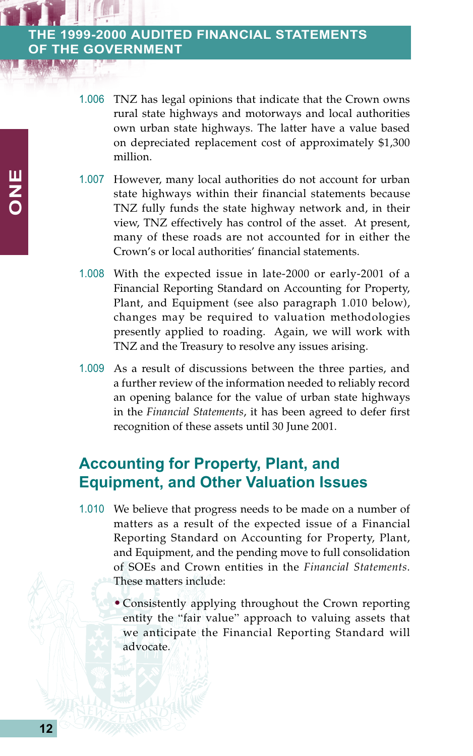1.006 TNZ has legal opinions that indicate that the Crown owns rural state highways and motorways and local authorities own urban state highways. The latter have a value based on depreciated replacement cost of approximately $1,300 million.

1.007 However, many local authorities do not account for urban state highways within their financial statements because TNZ fully funds the state highway network and, in their view, TNZ effectively has control of the asset. At present, many of these roads are not accounted for in either the Crown's or local authorities' financial statements.

1.008 With the expected issue in late-2000 or early-2001 of a Financial Reporting Standard on Accounting for Property, Plant, and Equipment (see also paragraph 1.010 below), changes may be required to valuation methodologies presently applied to roading. Again, we will work with TNZ and the Treasury to resolve any issues arising.

1.009 As a result of discussions between the three parties, and a further review of the information needed to reliably record an opening balance for the value of urban state highways in the *Financial Statements*, it has been agreed to defer first recognition of these assets until 30 June 2001.

## Accounting for Property, Plant, and Equipment, and Other Valuation Issues

1.010 We believe that progress needs to be made on a number of matters as a result of the expected issue of a Financial Reporting Standard on Accounting for Property, Plant, and Equipment, and the pending move to full consolidation of SOEs and Crown entities in the *Financial Statements*. These matters include:

- Consistently applying throughout the Crown reporting entity the "fair value" approach to valuing assets that we anticipate the Financial Reporting Standard will advocate.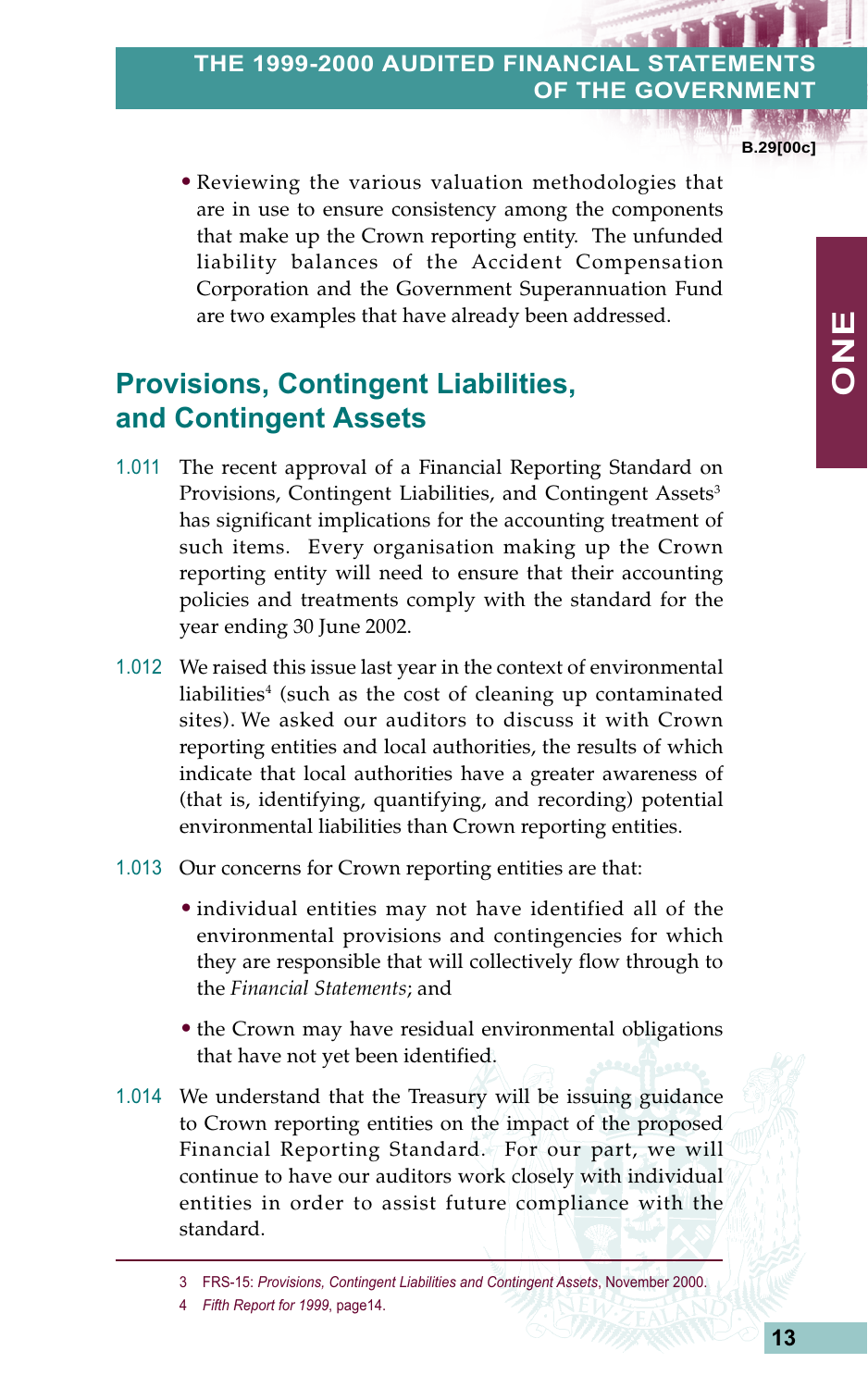- Reviewing the various valuation methodologies that are in use to ensure consistency among the components that make up the Crown reporting entity. The unfunded liability balances of the Accident Compensation Corporation and the Government Superannuation Fund are two examples that have already been addressed.

## Provisions, Contingent Liabilities, and Contingent Assets

1.011 The recent approval of a Financial Reporting Standard on Provisions, Contingent Liabilities, and Contingent Assets[3] has significant implications for the accounting treatment of such items. Every organisation making up the Crown reporting entity will need to ensure that their accounting policies and treatments comply with the standard for the year ending 30 June 2002.

1.012 We raised this issue last year in the context of environmental liabilities[4] (such as the cost of cleaning up contaminated sites). We asked our auditors to discuss it with Crown reporting entities and local authorities, the results of which indicate that local authorities have a greater awareness of (that is, identifying, quantifying, and recording) potential environmental liabilities than Crown reporting entities.

1.013 Our concerns for Crown reporting entities are that:

- individual entities may not have identified all of the environmental provisions and contingencies for which they are responsible that will collectively flow through to the *Financial Statements*; and
- the Crown may have residual environmental obligations that have not yet been identified.

1.014 We understand that the Treasury will be issuing guidance to Crown reporting entities on the impact of the proposed Financial Reporting Standard. For our part, we will continue to have our auditors work closely with individual entities in order to assist future compliance with the standard.

---

3 FRS-15: *Provisions, Contingent Liabilities and Contingent Assets*, November 2000.

4 *Fifth Report for 1999*, page14.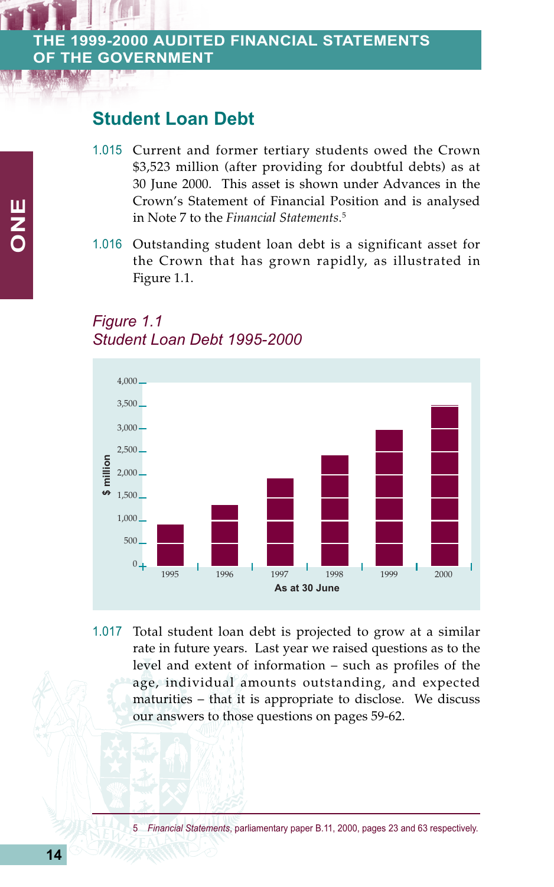## Student Loan Debt

1.015 Current and former tertiary students owed the Crown $3,523 million (after providing for doubtful debts) as at 30 June 2000. This asset is shown under Advances in the Crown's Statement of Financial Position and is analysed in Note 7 to the *Financial Statements*.[5]

1.016 Outstanding student loan debt is a significant asset for the Crown that has grown rapidly, as illustrated in Figure 1.1.

*Figure 1.1*
*Student Loan Debt 1995-2000*

$ million

4,000
3,500
3,000
2,500
2,000
1,500
1,000
500
0

1995 1996 1997 1998 1999 2000

As at 30 June

1.017 Total student loan debt is projected to grow at a similar rate in future years. Last year we raised questions as to the level and extent of information – such as profiles of the age, individual amounts outstanding, and expected maturities – that it is appropriate to disclose. We discuss our answers to those questions on pages 59-62.

5 *Financial Statements*, parliamentary paper B.11, 2000, pages 23 and 63 respectively.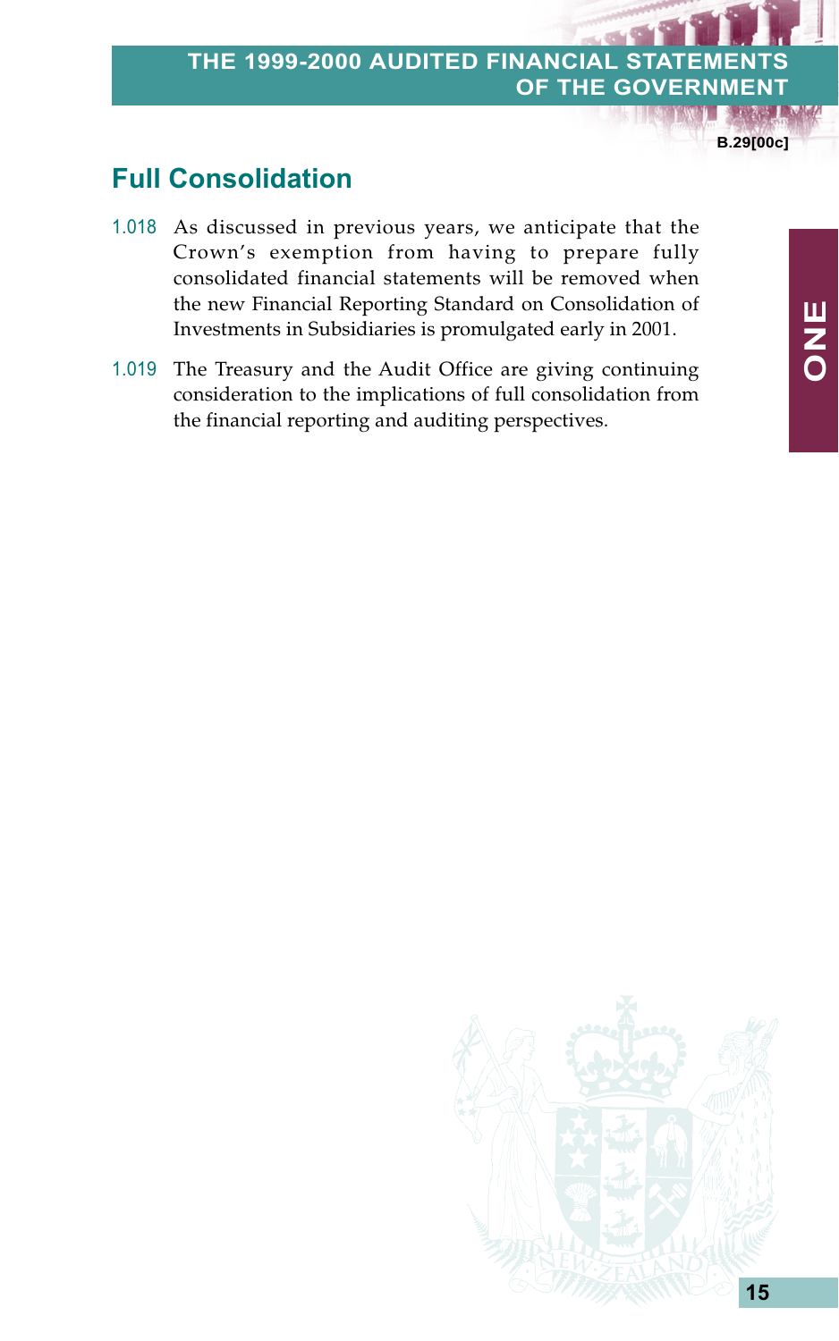## Full Consolidation

1.018 As discussed in previous years, we anticipate that the Crown's exemption from having to prepare fully consolidated financial statements will be removed when the new Financial Reporting Standard on Consolidation of Investments in Subsidiaries is promulgated early in 2001.

1.019 The Treasury and the Audit Office are giving continuing consideration to the implications of full consolidation from the financial reporting and auditing perspectives.